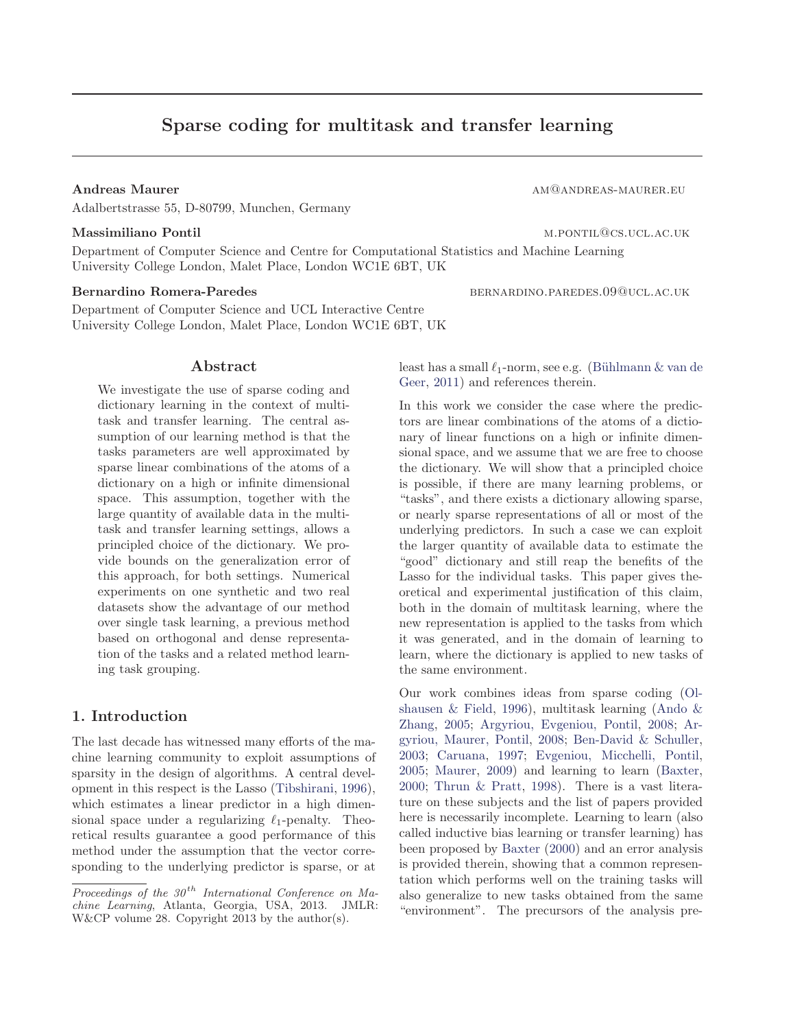# Sparse coding for multitask and transfer learning

**Andreas Maurer** AM@ANDREAS-MAURER.EU
Adalbertstrasse 55, D-80799, Munchen, Germany

**Massimiliano Pontil** M.PONTIL@CS.UCL.AC.UK
Department of Computer Science and Centre for Computational Statistics and Machine Learning
University College London, Malet Place, London WC1E 6BT, UK

**Bernardino Romera-Paredes** BERNARDINO.PAREDES.09@UCL.AC.UK
Department of Computer Science and UCL Interactive Centre
University College London, Malet Place, London WC1E 6BT, UK

## Abstract

We investigate the use of sparse coding and dictionary learning in the context of multitask and transfer learning. The central assumption of our learning method is that the tasks parameters are well approximated by sparse linear combinations of the atoms of a dictionary on a high or infinite dimensional space. This assumption, together with the large quantity of available data in the multitask and transfer learning settings, allows a principled choice of the dictionary. We provide bounds on the generalization error of this approach, for both settings. Numerical experiments on one synthetic and two real datasets show the advantage of our method over single task learning, a previous method based on orthogonal and dense representation of the tasks and a related method learning task grouping.

## 1. Introduction

The last decade has witnessed many efforts of the machine learning community to exploit assumptions of sparsity in the design of algorithms. A central development in this respect is the Lasso (Tibshirani, 1996), which estimates a linear predictor in a high dimensional space under a regularizing $\ell_1$-penalty. Theoretical results guarantee a good performance of this method under the assumption that the vector corresponding to the underlying predictor is sparse, or at least has a small $\ell_1$-norm, see e.g. (Bühlmann & van de Geer, 2011) and references therein.

In this work we consider the case where the predictors are linear combinations of the atoms of a dictionary of linear functions on a high or infinite dimensional space, and we assume that we are free to choose the dictionary. We will show that a principled choice is possible, if there are many learning problems, or "tasks", and there exists a dictionary allowing sparse, or nearly sparse representations of all or most of the underlying predictors. In such a case we can exploit the larger quantity of available data to estimate the "good" dictionary and still reap the benefits of the Lasso for the individual tasks. This paper gives theoretical and experimental justification of this claim, both in the domain of multitask learning, where the new representation is applied to the tasks from which it was generated, and in the domain of learning to learn, where the dictionary is applied to new tasks of the same environment.

Our work combines ideas from sparse coding (Olshausen & Field, 1996), multitask learning (Ando & Zhang, 2005; Argyriou, Evgeniou, Pontil, 2008; Argyriou, Maurer, Pontil, 2008; Ben-David & Schuller, 2003; Caruana, 1997; Evgeniou, Micchelli, Pontil, 2005; Maurer, 2009) and learning to learn (Baxter, 2000; Thrun & Pratt, 1998). There is a vast literature on these subjects and the list of papers provided here is necessarily incomplete. Learning to learn (also called inductive bias learning or transfer learning) has been proposed by Baxter (2000) and an error analysis is provided therein, showing that a common representation which performs well on the training tasks will also generalize to new tasks obtained from the same "environment". The precursors of the analysis pre-

*Proceedings of the 30th International Conference on Machine Learning*, Atlanta, Georgia, USA, 2013. JMLR: W&CP volume 28. Copyright 2013 by the author(s).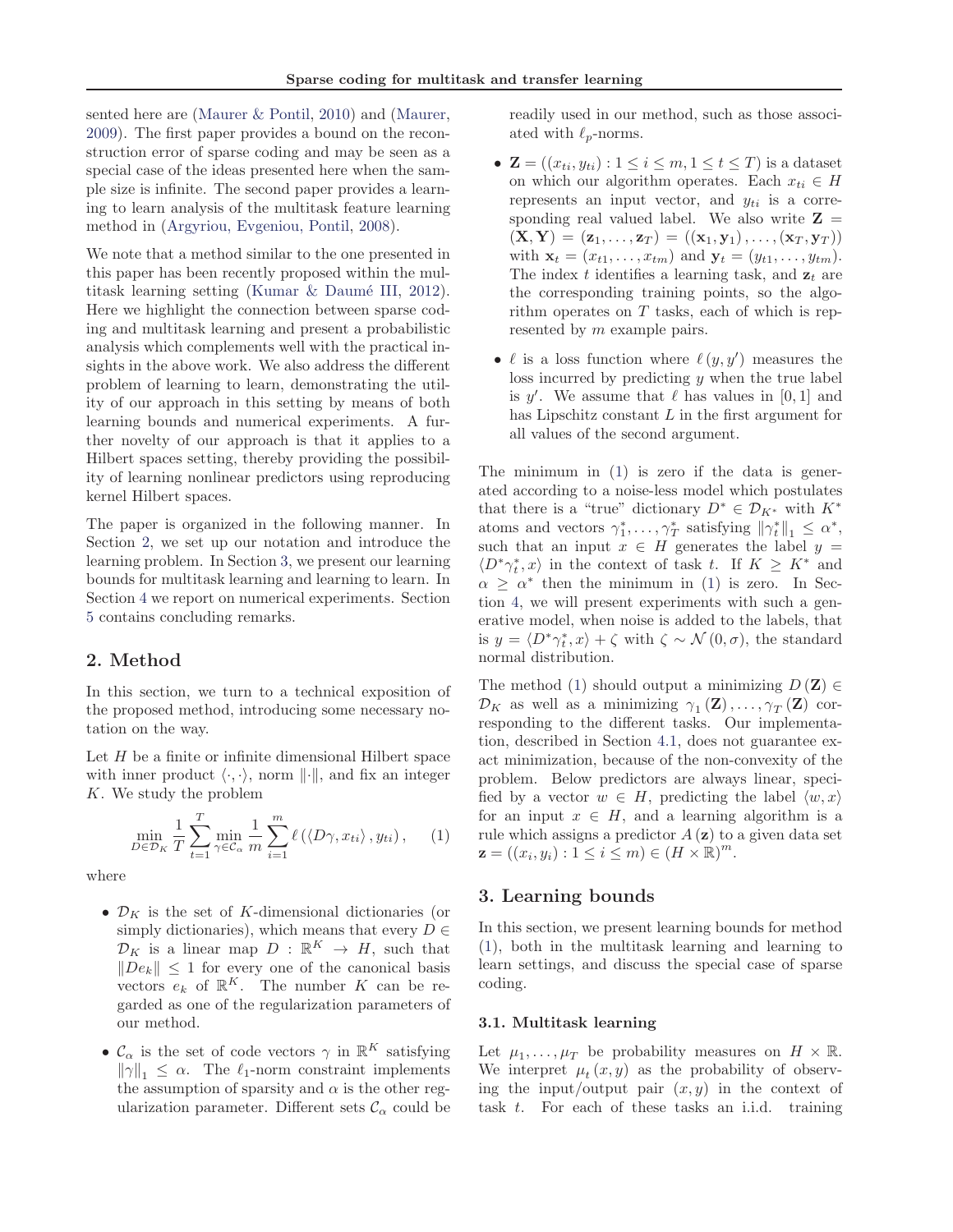sented here are (Maurer & Pontil, 2010) and (Maurer, 2009). The first paper provides a bound on the reconstruction error of sparse coding and may be seen as a special case of the ideas presented here when the sample size is infinite. The second paper provides a learning to learn analysis of the multitask feature learning method in (Argyriou, Evgeniou, Pontil, 2008).

We note that a method similar to the one presented in this paper has been recently proposed within the multitask learning setting (Kumar & Daumé III, 2012). Here we highlight the connection between sparse coding and multitask learning and present a probabilistic analysis which complements well with the practical insights in the above work. We also address the different problem of learning to learn, demonstrating the utility of our approach in this setting by means of both learning bounds and numerical experiments. A further novelty of our approach is that it applies to a Hilbert spaces setting, thereby providing the possibility of learning nonlinear predictors using reproducing kernel Hilbert spaces.

The paper is organized in the following manner. In Section 2, we set up our notation and introduce the learning problem. In Section 3, we present our learning bounds for multitask learning and learning to learn. In Section 4 we report on numerical experiments. Section 5 contains concluding remarks.

## 2. Method

In this section, we turn to a technical exposition of the proposed method, introducing some necessary notation on the way.

Let $H$ be a finite or infinite dimensional Hilbert space with inner product $\langle \cdot, \cdot \rangle$, norm $\|\cdot\|$, and fix an integer $K$. We study the problem

$$\min_{D \in \mathcal{D}_K} \frac{1}{T} \sum_{t=1}^{T} \min_{\gamma \in \mathcal{C}_\alpha} \frac{1}{m} \sum_{i=1}^{m} \ell\left(\langle D\gamma, x_{ti} \rangle, y_{ti}\right), \qquad (1)$$

where

- $\mathcal{D}_K$ is the set of $K$-dimensional dictionaries (or simply dictionaries), which means that every $D \in \mathcal{D}_K$ is a linear map $D : \mathbb{R}^K \to H$, such that $\|De_k\| \leq 1$ for every one of the canonical basis vectors $e_k$ of $\mathbb{R}^K$. The number $K$ can be regarded as one of the regularization parameters of our method.
- $\mathcal{C}_\alpha$ is the set of code vectors $\gamma$ in $\mathbb{R}^K$ satisfying $\|\gamma\|_1 \leq \alpha$. The $\ell_1$-norm constraint implements the assumption of sparsity and $\alpha$ is the other regularization parameter. Different sets $\mathcal{C}_\alpha$ could be readily used in our method, such as those associated with $\ell_p$-norms.
- $\mathbf{Z} = ((x_{ti}, y_{ti}) : 1 \leq i \leq m, 1 \leq t \leq T)$ is a dataset on which our algorithm operates. Each $x_{ti} \in H$ represents an input vector, and $y_{ti}$ is a corresponding real valued label. We also write $\mathbf{Z} = (\mathbf{X}, \mathbf{Y}) = (\mathbf{z}_1, \ldots, \mathbf{z}_T) = ((\mathbf{x}_1, \mathbf{y}_1), \ldots, (\mathbf{x}_T, \mathbf{y}_T))$ with $\mathbf{x}_t = (x_{t1}, \ldots, x_{tm})$ and $\mathbf{y}_t = (y_{t1}, \ldots, y_{tm})$. The index $t$ identifies a learning task, and $\mathbf{z}_t$ are the corresponding training points, so the algorithm operates on $T$ tasks, each of which is represented by $m$ example pairs.
- $\ell$ is a loss function where $\ell(y, y')$ measures the loss incurred by predicting $y$ when the true label is $y'$. We assume that $\ell$ has values in $[0, 1]$ and has Lipschitz constant $L$ in the first argument for all values of the second argument.

The minimum in (1) is zero if the data is generated according to a noise-less model which postulates that there is a "true" dictionary $D^* \in \mathcal{D}_{K^*}$ with $K^*$ atoms and vectors $\gamma_1^*, \ldots, \gamma_T^*$ satisfying $\|\gamma_t^*\|_1 \leq \alpha^*$, such that an input $x \in H$ generates the label $y = \langle D^* \gamma_t^*, x \rangle$ in the context of task $t$. If $K \geq K^*$ and $\alpha \geq \alpha^*$ then the minimum in (1) is zero. In Section 4, we will present experiments with such a generative model, when noise is added to the labels, that is $y = \langle D^* \gamma_t^*, x \rangle + \zeta$ with $\zeta \sim \mathcal{N}(0, \sigma)$, the standard normal distribution.

The method (1) should output a minimizing $D(\mathbf{Z}) \in \mathcal{D}_K$ as well as a minimizing $\gamma_1(\mathbf{Z}), \ldots, \gamma_T(\mathbf{Z})$ corresponding to the different tasks. Our implementation, described in Section 4.1, does not guarantee exact minimization, because of the non-convexity of the problem. Below predictors are always linear, specified by a vector $w \in H$, predicting the label $\langle w, x \rangle$ for an input $x \in H$, and a learning algorithm is a rule which assigns a predictor $A(\mathbf{z})$ to a given data set $\mathbf{z} = ((x_i, y_i) : 1 \leq i \leq m) \in (H \times \mathbb{R})^m$.

## 3. Learning bounds

In this section, we present learning bounds for method (1), both in the multitask learning and learning to learn settings, and discuss the special case of sparse coding.

### 3.1. Multitask learning

Let $\mu_1, \ldots, \mu_T$ be probability measures on $H \times \mathbb{R}$. We interpret $\mu_t(x, y)$ as the probability of observing the input/output pair $(x, y)$ in the context of task $t$. For each of these tasks an i.i.d. training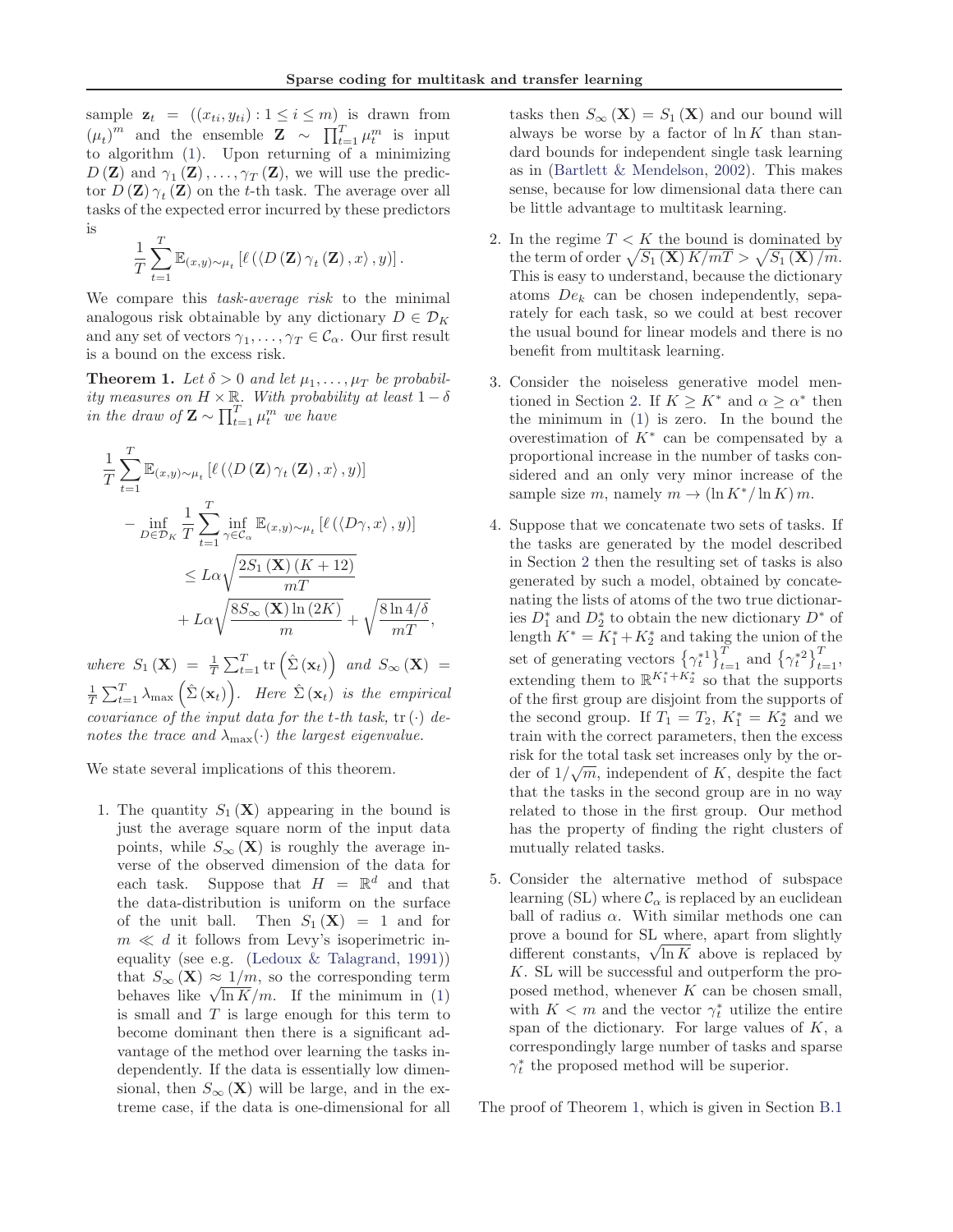sample $\mathbf{z}_t = ((x_{ti}, y_{ti}) : 1 \le i \le m)$ is drawn from $(\mu_t)^m$ and the ensemble $\mathbf{Z} \sim \prod_{t=1}^T \mu_t^m$ is input to algorithm (1). Upon returning of a minimizing $D(\mathbf{Z})$ and $\gamma_1(\mathbf{Z}), \dots, \gamma_T(\mathbf{Z})$, we will use the predictor $D(\mathbf{Z})\gamma_t(\mathbf{Z})$ on the $t$-th task. The average over all tasks of the expected error incurred by these predictors is

$$\frac{1}{T}\sum_{t=1}^T \mathbb{E}_{(x,y)\sim\mu_t}\left[\ell\left(\langle D(\mathbf{Z})\gamma_t(\mathbf{Z}), x\rangle, y\right)\right].$$

We compare this *task-average risk* to the minimal analogous risk obtainable by any dictionary $D \in \mathcal{D}_K$ and any set of vectors $\gamma_1, \dots, \gamma_T \in \mathcal{C}_\alpha$. Our first result is a bound on the excess risk.

**Theorem 1.** *Let $\delta > 0$ and let $\mu_1, \dots, \mu_T$ be probability measures on $H \times \mathbb{R}$. With probability at least $1-\delta$ in the draw of $\mathbf{Z} \sim \prod_{t=1}^T \mu_t^m$ we have*

$$\begin{aligned}
&\frac{1}{T}\sum_{t=1}^T \mathbb{E}_{(x,y)\sim\mu_t}\left[\ell\left(\langle D(\mathbf{Z})\gamma_t(\mathbf{Z}), x\rangle, y\right)\right] \\
&\quad - \inf_{D\in\mathcal{D}_K}\frac{1}{T}\sum_{t=1}^T \inf_{\gamma\in\mathcal{C}_\alpha}\mathbb{E}_{(x,y)\sim\mu_t}\left[\ell\left(\langle D\gamma, x\rangle, y\right)\right] \\
&\qquad \le L\alpha\sqrt{\frac{2S_1(\mathbf{X})(K+12)}{mT}} \\
&\qquad\quad + L\alpha\sqrt{\frac{8S_\infty(\mathbf{X})\ln(2K)}{m}} + \sqrt{\frac{8\ln 4/\delta}{mT}},
\end{aligned}$$

*where $S_1(\mathbf{X}) = \frac{1}{T}\sum_{t=1}^T \operatorname{tr}\left(\hat{\Sigma}(\mathbf{x}_t)\right)$ and $S_\infty(\mathbf{X}) = \frac{1}{T}\sum_{t=1}^T \lambda_{\max}\left(\hat{\Sigma}(\mathbf{x}_t)\right)$. Here $\hat{\Sigma}(\mathbf{x}_t)$ is the empirical covariance of the input data for the $t$-th task, $\operatorname{tr}(\cdot)$ denotes the trace and $\lambda_{\max}(\cdot)$ the largest eigenvalue.*

We state several implications of this theorem.

1. The quantity $S_1(\mathbf{X})$ appearing in the bound is just the average square norm of the input data points, while $S_\infty(\mathbf{X})$ is roughly the average inverse of the observed dimension of the data for each task. Suppose that $H = \mathbb{R}^d$ and that the data-distribution is uniform on the surface of the unit ball. Then $S_1(\mathbf{X}) = 1$ and for $m \ll d$ it follows from Levy's isoperimetric inequality (see e.g. (Ledoux & Talagrand, 1991)) that $S_\infty(\mathbf{X}) \approx 1/m$, so the corresponding term behaves like $\sqrt{\ln K}/m$. If the minimum in (1) is small and $T$ is large enough for this term to become dominant then there is a significant advantage of the method over learning the tasks independently. If the data is essentially low dimensional, then $S_\infty(\mathbf{X})$ will be large, and in the extreme case, if the data is one-dimensional for all tasks then $S_\infty(\mathbf{X}) = S_1(\mathbf{X})$ and our bound will always be worse by a factor of $\ln K$ than standard bounds for independent single task learning as in (Bartlett & Mendelson, 2002). This makes sense, because for low dimensional data there can be little advantage to multitask learning.

2. In the regime $T < K$ the bound is dominated by the term of order $\sqrt{S_1(\mathbf{X})K/mT} > \sqrt{S_1(\mathbf{X})/m}$. This is easy to understand, because the dictionary atoms $De_k$ can be chosen independently, separately for each task, so we could at best recover the usual bound for linear models and there is no benefit from multitask learning.

3. Consider the noiseless generative model mentioned in Section 2. If $K \ge K^*$ and $\alpha \ge \alpha^*$ then the minimum in (1) is zero. In the bound the overestimation of $K^*$ can be compensated by a proportional increase in the number of tasks considered and an only very minor increase of the sample size $m$, namely $m \to (\ln K^*/\ln K)\, m$.

4. Suppose that we concatenate two sets of tasks. If the tasks are generated by the model described in Section 2 then the resulting set of tasks is also generated by such a model, obtained by concatenating the lists of atoms of the two true dictionaries $D_1^*$ and $D_2^*$ to obtain the new dictionary $D^*$ of length $K^* = K_1^* + K_2^*$ and taking the union of the set of generating vectors $\left\{\gamma_t^{*1}\right\}_{t=1}^T$ and $\left\{\gamma_t^{*2}\right\}_{t=1}^T$, extending them to $\mathbb{R}^{K_1^*+K_2^*}$ so that the supports of the first group are disjoint from the supports of the second group. If $T_1 = T_2$, $K_1^* = K_2^*$ and we train with the correct parameters, then the excess risk for the total task set increases only by the order of $1/\sqrt{m}$, independent of $K$, despite the fact that the tasks in the second group are in no way related to those in the first group. Our method has the property of finding the right clusters of mutually related tasks.

5. Consider the alternative method of subspace learning (SL) where $\mathcal{C}_\alpha$ is replaced by an euclidean ball of radius $\alpha$. With similar methods one can prove a bound for SL where, apart from slightly different constants, $\sqrt{\ln K}$ above is replaced by $K$. SL will be successful and outperform the proposed method, whenever $K$ can be chosen small, with $K < m$ and the vector $\gamma_t^*$ utilize the entire span of the dictionary. For large values of $K$, a correspondingly large number of tasks and sparse $\gamma_t^*$ the proposed method will be superior.

The proof of Theorem 1, which is given in Section B.1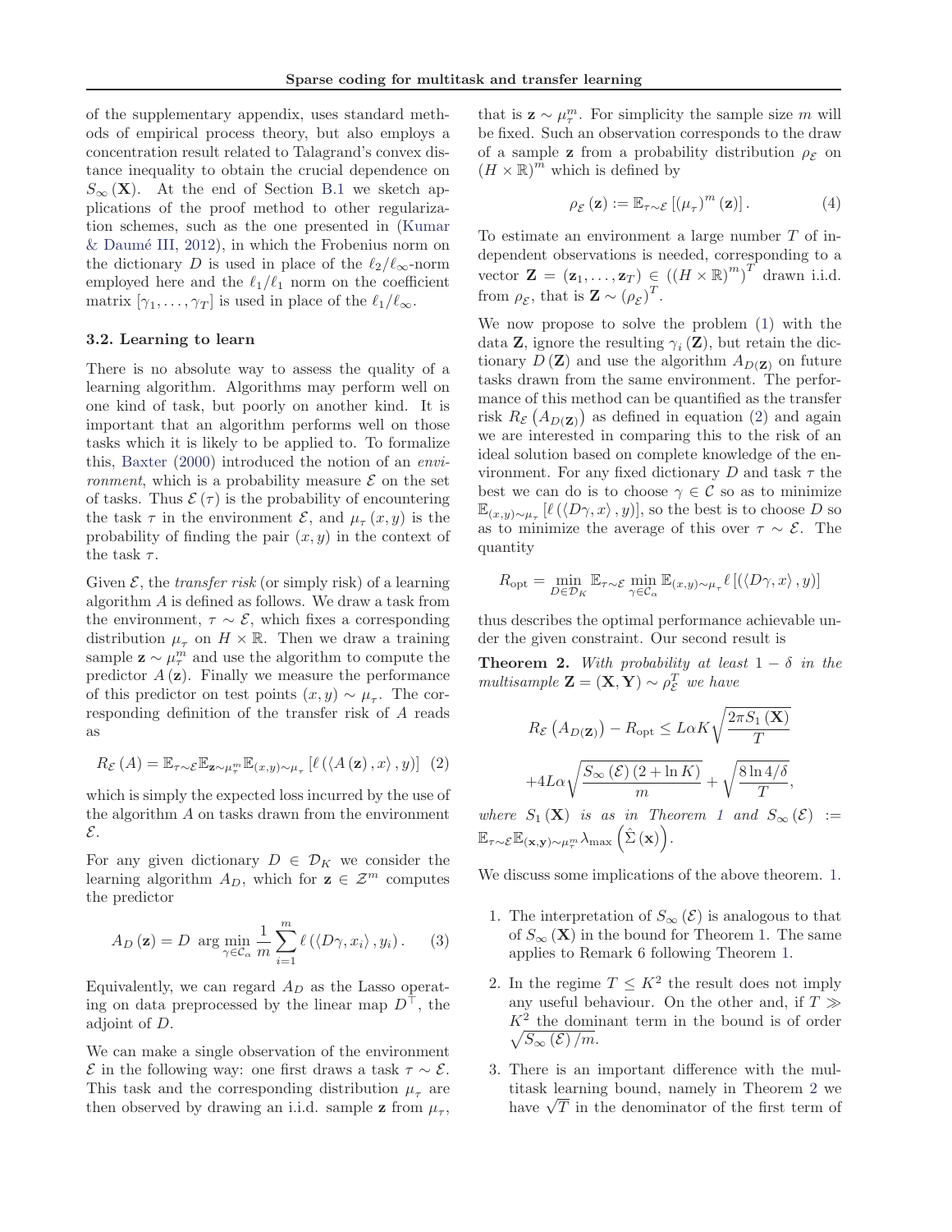of the supplementary appendix, uses standard methods of empirical process theory, but also employs a concentration result related to Talagrand's convex distance inequality to obtain the crucial dependence on $S_\infty(\mathbf{X})$. At the end of Section B.1 we sketch applications of the proof method to other regularization schemes, such as the one presented in (Kumar & Daumé III, 2012), in which the Frobenius norm on the dictionary $D$ is used in place of the $\ell_2/\ell_\infty$-norm employed here and the $\ell_1/\ell_1$ norm on the coefficient matrix $[\gamma_1, \ldots, \gamma_T]$ is used in place of the $\ell_1/\ell_\infty$.

### 3.2. Learning to learn

There is no absolute way to assess the quality of a learning algorithm. Algorithms may perform well on one kind of task, but poorly on another kind. It is important that an algorithm performs well on those tasks which it is likely to be applied to. To formalize this, Baxter (2000) introduced the notion of an *environment*, which is a probability measure $\mathcal{E}$ on the set of tasks. Thus $\mathcal{E}(\tau)$ is the probability of encountering the task $\tau$ in the environment $\mathcal{E}$, and $\mu_\tau(x, y)$ is the probability of finding the pair $(x, y)$ in the context of the task $\tau$.

Given $\mathcal{E}$, the *transfer risk* (or simply risk) of a learning algorithm $A$ is defined as follows. We draw a task from the environment, $\tau \sim \mathcal{E}$, which fixes a corresponding distribution $\mu_\tau$ on $H \times \mathbb{R}$. Then we draw a training sample $\mathbf{z} \sim \mu_\tau^m$ and use the algorithm to compute the predictor $A(\mathbf{z})$. Finally we measure the performance of this predictor on test points $(x, y) \sim \mu_\tau$. The corresponding definition of the transfer risk of $A$ reads as

$$R_{\mathcal{E}}(A) = \mathbb{E}_{\tau\sim\mathcal{E}} \mathbb{E}_{\mathbf{z}\sim\mu_\tau^m} \mathbb{E}_{(x,y)\sim\mu_\tau} \left[ \ell\left( \langle A(\mathbf{z}), x \rangle, y \right) \right] \quad (2)$$

which is simply the expected loss incurred by the use of the algorithm $A$ on tasks drawn from the environment $\mathcal{E}$.

For any given dictionary $D \in \mathcal{D}_K$ we consider the learning algorithm $A_D$, which for $\mathbf{z} \in \mathcal{Z}^m$ computes the predictor

$$A_D(\mathbf{z}) = D \ \arg\min_{\gamma\in\mathcal{C}_\alpha} \frac{1}{m} \sum_{i=1}^{m} \ell\left( \langle D\gamma, x_i \rangle, y_i \right). \quad (3)$$

Equivalently, we can regard $A_D$ as the Lasso operating on data preprocessed by the linear map $D^\top$, the adjoint of $D$.

We can make a single observation of the environment $\mathcal{E}$ in the following way: one first draws a task $\tau \sim \mathcal{E}$. This task and the corresponding distribution $\mu_\tau$ are then observed by drawing an i.i.d. sample $\mathbf{z}$ from $\mu_\tau$, that is $\mathbf{z} \sim \mu_\tau^m$. For simplicity the sample size $m$ will be fixed. Such an observation corresponds to the draw of a sample $\mathbf{z}$ from a probability distribution $\rho_{\mathcal{E}}$ on $(H \times \mathbb{R})^m$ which is defined by

$$\rho_{\mathcal{E}}(\mathbf{z}) := \mathbb{E}_{\tau\sim\mathcal{E}} \left[ (\mu_\tau)^m (\mathbf{z}) \right]. \quad (4)$$

To estimate an environment a large number $T$ of independent observations is needed, corresponding to a vector $\mathbf{Z} = (\mathbf{z}_1, \ldots, \mathbf{z}_T) \in \left( (H \times \mathbb{R})^m \right)^T$ drawn i.i.d. from $\rho_{\mathcal{E}}$, that is $\mathbf{Z} \sim (\rho_{\mathcal{E}})^T$.

We now propose to solve the problem (1) with the data $\mathbf{Z}$, ignore the resulting $\gamma_i(\mathbf{Z})$, but retain the dictionary $D(\mathbf{Z})$ and use the algorithm $A_{D(\mathbf{Z})}$ on future tasks drawn from the same environment. The performance of this method can be quantified as the transfer risk $R_{\mathcal{E}}\left(A_{D(\mathbf{Z})}\right)$ as defined in equation (2) and again we are interested in comparing this to the risk of an ideal solution based on complete knowledge of the environment. For any fixed dictionary $D$ and task $\tau$ the best we can do is to choose $\gamma \in \mathcal{C}$ so as to minimize $\mathbb{E}_{(x,y)\sim\mu_\tau}\left[\ell\left(\langle D\gamma, x\rangle, y\right)\right]$, so the best is to choose $D$ so as to minimize the average of this over $\tau \sim \mathcal{E}$. The quantity

$$R_{\text{opt}} = \min_{D\in\mathcal{D}_K} \mathbb{E}_{\tau\sim\mathcal{E}} \min_{\gamma\in\mathcal{C}_\alpha} \mathbb{E}_{(x,y)\sim\mu_\tau} \ell\left[\left(\langle D\gamma, x\rangle, y\right)\right]$$

thus describes the optimal performance achievable under the given constraint. Our second result is

**Theorem 2.** *With probability at least $1 - \delta$ in the multisample $\mathbf{Z} = (\mathbf{X}, \mathbf{Y}) \sim \rho_{\mathcal{E}}^T$ we have*

$$R_{\mathcal{E}}\left(A_{D(\mathbf{Z})}\right) - R_{\text{opt}} \le L\alpha K \sqrt{\frac{2\pi S_1(\mathbf{X})}{T}}$$

$$+ 4L\alpha \sqrt{\frac{S_\infty(\mathcal{E})\,(2 + \ln K)}{m}} + \sqrt{\frac{8 \ln 4/\delta}{T}},$$

*where $S_1(\mathbf{X})$ is as in Theorem 1 and $S_\infty(\mathcal{E}) := \mathbb{E}_{\tau\sim\mathcal{E}} \mathbb{E}_{(\mathbf{x},\mathbf{y})\sim\mu_\tau^m} \lambda_{\max}\left(\hat{\Sigma}(\mathbf{x})\right)$.*

We discuss some implications of the above theorem. 1.

1. The interpretation of $S_\infty(\mathcal{E})$ is analogous to that of $S_\infty(\mathbf{X})$ in the bound for Theorem 1. The same applies to Remark 6 following Theorem 1.
2. In the regime $T \le K^2$ the result does not imply any useful behaviour. On the other and, if $T \gg K^2$ the dominant term in the bound is of order $\sqrt{S_\infty(\mathcal{E})/m}$.
3. There is an important difference with the multitask learning bound, namely in Theorem 2 we have $\sqrt{T}$ in the denominator of the first term of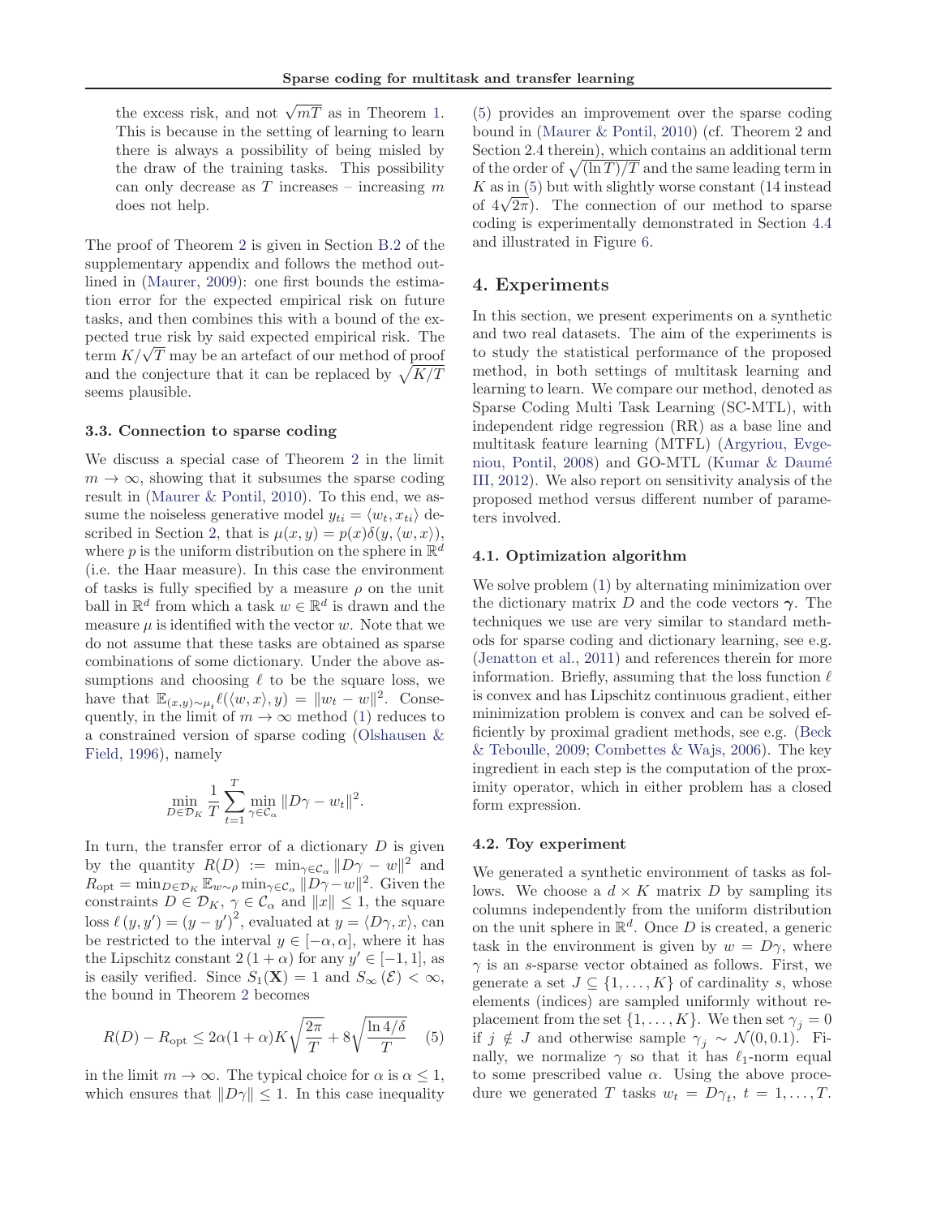the excess risk, and not $\sqrt{mT}$ as in Theorem 1. This is because in the setting of learning to learn there is always a possibility of being misled by the draw of the training tasks. This possibility can only decrease as $T$ increases – increasing $m$ does not help.

The proof of Theorem 2 is given in Section B.2 of the supplementary appendix and follows the method outlined in (Maurer, 2009): one first bounds the estimation error for the expected empirical risk on future tasks, and then combines this with a bound of the expected true risk by said expected empirical risk. The term $K/\sqrt{T}$ may be an artefact of our method of proof and the conjecture that it can be replaced by $\sqrt{K/T}$ seems plausible.

### 3.3. Connection to sparse coding

We discuss a special case of Theorem 2 in the limit $m \to \infty$, showing that it subsumes the sparse coding result in (Maurer & Pontil, 2010). To this end, we assume the noiseless generative model $y_{ti} = \langle w_t, x_{ti} \rangle$ described in Section 2, that is $\mu(x, y) = p(x)\delta(y, \langle w, x \rangle)$, where $p$ is the uniform distribution on the sphere in $\mathbb{R}^d$ (i.e. the Haar measure). In this case the environment of tasks is fully specified by a measure $\rho$ on the unit ball in $\mathbb{R}^d$ from which a task $w \in \mathbb{R}^d$ is drawn and the measure $\mu$ is identified with the vector $w$. Note that we do not assume that these tasks are obtained as sparse combinations of some dictionary. Under the above assumptions and choosing $\ell$ to be the square loss, we have that $\mathbb{E}_{(x,y)\sim\mu_t} \ell(\langle w, x \rangle, y) = \|w_t - w\|^2$. Consequently, in the limit of $m \to \infty$ method (1) reduces to a constrained version of sparse coding (Olshausen & Field, 1996), namely

$$\min_{D \in \mathcal{D}_K} \frac{1}{T} \sum_{t=1}^{T} \min_{\gamma \in \mathcal{C}_\alpha} \|D\gamma - w_t\|^2.$$

In turn, the transfer error of a dictionary $D$ is given by the quantity $R(D) := \min_{\gamma \in \mathcal{C}_\alpha} \|D\gamma - w\|^2$ and $R_{\text{opt}} = \min_{D \in \mathcal{D}_K} \mathbb{E}_{w\sim\rho} \min_{\gamma \in \mathcal{C}_\alpha} \|D\gamma - w\|^2$. Given the constraints $D \in \mathcal{D}_K$, $\gamma \in \mathcal{C}_\alpha$ and $\|x\| \le 1$, the square loss $\ell(y, y') = (y - y')^2$, evaluated at $y = \langle D\gamma, x \rangle$, can be restricted to the interval $y \in [-\alpha, \alpha]$, where it has the Lipschitz constant $2(1 + \alpha)$ for any $y' \in [-1, 1]$, as is easily verified. Since $S_1(\mathbf{X}) = 1$ and $S_\infty(\mathcal{E}) < \infty$, the bound in Theorem 2 becomes

$$R(D) - R_{\text{opt}} \le 2\alpha(1+\alpha)K\sqrt{\frac{2\pi}{T}} + 8\sqrt{\frac{\ln 4/\delta}{T}} \quad (5)$$

in the limit $m \to \infty$. The typical choice for $\alpha$ is $\alpha \le 1$, which ensures that $\|D\gamma\| \le 1$. In this case inequality (5) provides an improvement over the sparse coding bound in (Maurer & Pontil, 2010) (cf. Theorem 2 and Section 2.4 therein), which contains an additional term of the order of $\sqrt{(\ln T)/T}$ and the same leading term in $K$ as in (5) but with slightly worse constant (14 instead of $4\sqrt{2\pi}$). The connection of our method to sparse coding is experimentally demonstrated in Section 4.4 and illustrated in Figure 6.

## 4. Experiments

In this section, we present experiments on a synthetic and two real datasets. The aim of the experiments is to study the statistical performance of the proposed method, in both settings of multitask learning and learning to learn. We compare our method, denoted as Sparse Coding Multi Task Learning (SC-MTL), with independent ridge regression (RR) as a base line and multitask feature learning (MTFL) (Argyriou, Evgeniou, Pontil, 2008) and GO-MTL (Kumar & Daumé III, 2012). We also report on sensitivity analysis of the proposed method versus different number of parameters involved.

### 4.1. Optimization algorithm

We solve problem (1) by alternating minimization over the dictionary matrix $D$ and the code vectors $\boldsymbol{\gamma}$. The techniques we use are very similar to standard methods for sparse coding and dictionary learning, see e.g. (Jenatton et al., 2011) and references therein for more information. Briefly, assuming that the loss function $\ell$ is convex and has Lipschitz continuous gradient, either minimization problem is convex and can be solved efficiently by proximal gradient methods, see e.g. (Beck & Teboulle, 2009; Combettes & Wajs, 2006). The key ingredient in each step is the computation of the proximity operator, which in either problem has a closed form expression.

### 4.2. Toy experiment

We generated a synthetic environment of tasks as follows. We choose a $d \times K$ matrix $D$ by sampling its columns independently from the uniform distribution on the unit sphere in $\mathbb{R}^d$. Once $D$ is created, a generic task in the environment is given by $w = D\gamma$, where $\gamma$ is an $s$-sparse vector obtained as follows. First, we generate a set $J \subseteq \{1, \ldots, K\}$ of cardinality $s$, whose elements (indices) are sampled uniformly without replacement from the set $\{1, \ldots, K\}$. We then set $\gamma_j = 0$ if $j \notin J$ and otherwise sample $\gamma_j \sim \mathcal{N}(0, 0.1)$. Finally, we normalize $\gamma$ so that it has $\ell_1$-norm equal to some prescribed value $\alpha$. Using the above procedure we generated $T$ tasks $w_t = D\gamma_t$, $t = 1, \ldots, T$.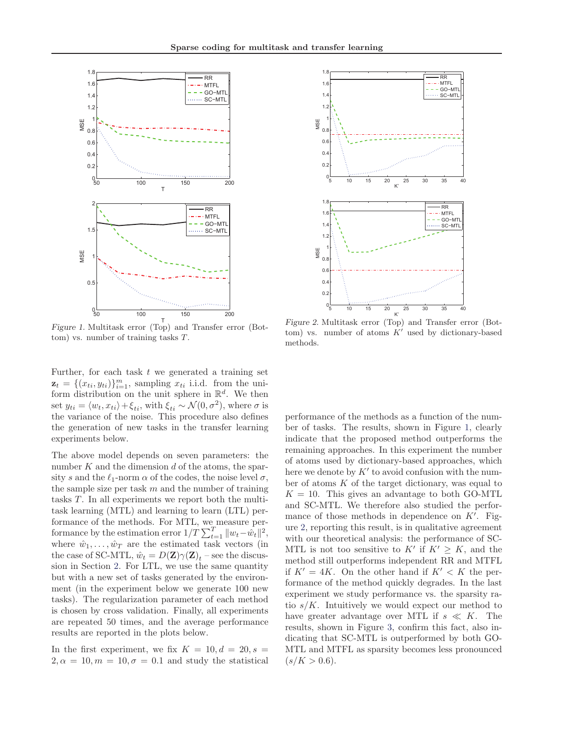Figure 1. Multitask error (Top) and Transfer error (Bottom) vs. number of training tasks $T$.

Figure 2. Multitask error (Top) and Transfer error (Bottom) vs. number of atoms $K'$ used by dictionary-based methods.

Further, for each task $t$ we generated a training set $\mathbf{z}_t = \{(x_{ti}, y_{ti})\}_{i=1}^m$, sampling $x_{ti}$ i.i.d. from the uniform distribution on the unit sphere in $\mathbb{R}^d$. We then set $y_{ti} = \langle w_t, x_{ti} \rangle + \xi_{ti}$, with $\xi_{ti} \sim \mathcal{N}(0, \sigma^2)$, where $\sigma$ is the variance of the noise. This procedure also defines the generation of new tasks in the transfer learning experiments below.

The above model depends on seven parameters: the number $K$ and the dimension $d$ of the atoms, the sparsity $s$ and the $\ell_1$-norm $\alpha$ of the codes, the noise level $\sigma$, the sample size per task $m$ and the number of training tasks $T$. In all experiments we report both the multitask learning (MTL) and learning to learn (LTL) performance of the methods. For MTL, we measure performance by the estimation error $1/T \sum_{t=1}^T \|w_t - \hat{w}_t\|^2$, where $\hat{w}_1, \dots, \hat{w}_T$ are the estimated task vectors (in the case of SC-MTL, $\hat{w}_t = D(\mathbf{Z})\gamma(\mathbf{Z})_t$ – see the discussion in Section 2. For LTL, we use the same quantity but with a new set of tasks generated by the environment (in the experiment below we generate 100 new tasks). The regularization parameter of each method is chosen by cross validation. Finally, all experiments are repeated 50 times, and the average performance results are reported in the plots below.

In the first experiment, we fix $K = 10, d = 20, s = 2, \alpha = 10, m = 10, \sigma = 0.1$ and study the statistical performance of the methods as a function of the number of tasks. The results, shown in Figure 1, clearly indicate that the proposed method outperforms the remaining approaches. In this experiment the number of atoms used by dictionary-based approaches, which here we denote by $K'$ to avoid confusion with the number of atoms $K$ of the target dictionary, was equal to $K = 10$. This gives an advantage to both GO-MTL and SC-MTL. We therefore also studied the performance of those methods in dependence on $K'$. Figure 2, reporting this result, is in qualitative agreement with our theoretical analysis: the performance of SC-MTL is not too sensitive to $K'$ if $K' \geq K$, and the method still outperforms independent RR and MTFL if $K' = 4K$. On the other hand if $K' < K$ the performance of the method quickly degrades. In the last experiment we study performance vs. the sparsity ratio $s/K$. Intuitively we would expect our method to have greater advantage over MTL if $s \ll K$. The results, shown in Figure 3, confirm this fact, also indicating that SC-MTL is outperformed by both GO-MTL and MTFL as sparsity becomes less pronounced ($s/K > 0.6$).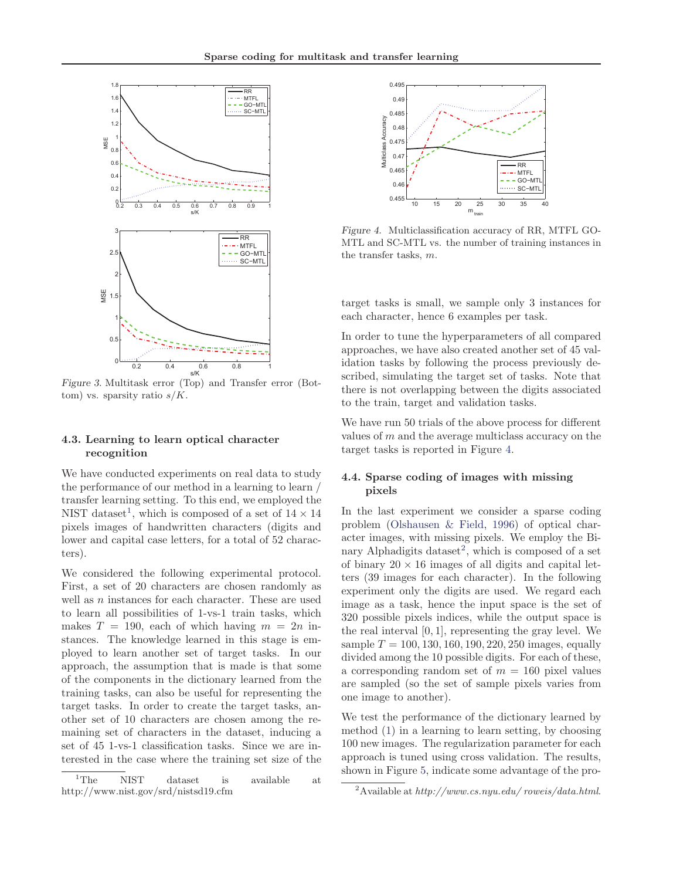Figure 3. Multitask error (Top) and Transfer error (Bottom) vs. sparsity ratio $s/K$.

### 4.3. Learning to learn optical character recognition

We have conducted experiments on real data to study the performance of our method in a learning to learn / transfer learning setting. To this end, we employed the NIST dataset[1], which is composed of a set of $14 \times 14$ pixels images of handwritten characters (digits and lower and capital case letters, for a total of 52 characters).

We considered the following experimental protocol. First, a set of 20 characters are chosen randomly as well as $n$ instances for each character. These are used to learn all possibilities of 1-vs-1 train tasks, which makes $T = 190$, each of which having $m = 2n$ instances. The knowledge learned in this stage is employed to learn another set of target tasks. In our approach, the assumption that is made is that some of the components in the dictionary learned from the training tasks, can also be useful for representing the target tasks. In order to create the target tasks, another set of 10 characters are chosen among the remaining set of characters in the dataset, inducing a set of 45 1-vs-1 classification tasks. Since we are interested in the case where the training set size of the target tasks is small, we sample only 3 instances for each character, hence 6 examples per task.

In order to tune the hyperparameters of all compared approaches, we have also created another set of 45 validation tasks by following the process previously described, simulating the target set of tasks. Note that there is not overlapping between the digits associated to the train, target and validation tasks.

We have run 50 trials of the above process for different values of $m$ and the average multiclass accuracy on the target tasks is reported in Figure 4.

Figure 4. Multiclassification accuracy of RR, MTFL GO-MTL and SC-MTL vs. the number of training instances in the transfer tasks, $m$.

### 4.4. Sparse coding of images with missing pixels

In the last experiment we consider a sparse coding problem (Olshausen & Field, 1996) of optical character images, with missing pixels. We employ the Binary Alphadigits dataset[2], which is composed of a set of binary $20 \times 16$ images of all digits and capital letters (39 images for each character). In the following experiment only the digits are used. We regard each image as a task, hence the input space is the set of 320 possible pixels indices, while the output space is the real interval $[0, 1]$, representing the gray level. We sample $T = 100, 130, 160, 190, 220, 250$ images, equally divided among the 10 possible digits. For each of these, a corresponding random set of $m = 160$ pixel values are sampled (so the set of sample pixels varies from one image to another).

We test the performance of the dictionary learned by method (1) in a learning to learn setting, by choosing 100 new images. The regularization parameter for each approach is tuned using cross validation. The results, shown in Figure 5, indicate some advantage of the pro-

[1] The NIST dataset is available at http://www.nist.gov/srd/nistsd19.cfm

[2] Available at *http://www.cs.nyu.edu/ roweis/data.html*.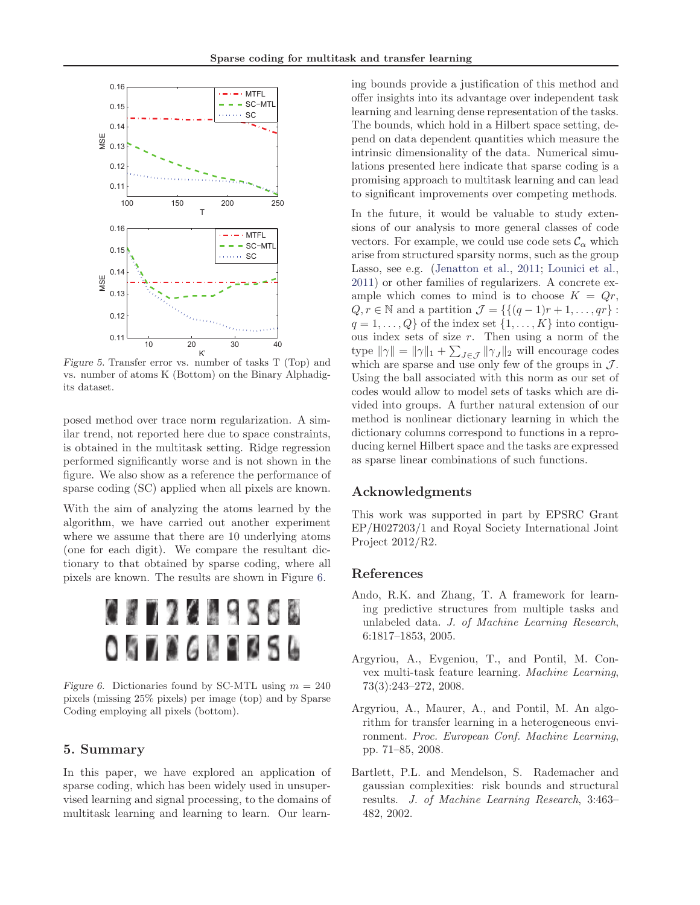Figure 5. Transfer error vs. number of tasks T (Top) and vs. number of atoms K (Bottom) on the Binary Alphadigits dataset.

posed method over trace norm regularization. A similar trend, not reported here due to space constraints, is obtained in the multitask setting. Ridge regression performed significantly worse and is not shown in the figure. We also show as a reference the performance of sparse coding (SC) applied when all pixels are known.

With the aim of analyzing the atoms learned by the algorithm, we have carried out another experiment where we assume that there are 10 underlying atoms (one for each digit). We compare the resultant dictionary to that obtained by sparse coding, where all pixels are known. The results are shown in Figure 6.

*Figure 6.* Dictionaries found by SC-MTL using $m = 240$ pixels (missing 25% pixels) per image (top) and by Sparse Coding employing all pixels (bottom).

## 5. Summary

In this paper, we have explored an application of sparse coding, which has been widely used in unsupervised learning and signal processing, to the domains of multitask learning and learning to learn. Our learning bounds provide a justification of this method and offer insights into its advantage over independent task learning and learning dense representation of the tasks. The bounds, which hold in a Hilbert space setting, depend on data dependent quantities which measure the intrinsic dimensionality of the data. Numerical simulations presented here indicate that sparse coding is a promising approach to multitask learning and can lead to significant improvements over competing methods.

In the future, it would be valuable to study extensions of our analysis to more general classes of code vectors. For example, we could use code sets $\mathcal{C}_\alpha$ which arise from structured sparsity norms, such as the group Lasso, see e.g. (Jenatton et al., 2011; Lounici et al., 2011) or other families of regularizers. A concrete example which comes to mind is to choose $K = Qr$, $Q, r \in \mathbb{N}$ and a partition $\mathcal{J} = \{\{(q-1)r+1, \ldots, qr\} : q = 1, \ldots, Q\}$ of the index set $\{1, \ldots, K\}$ into contiguous index sets of size $r$. Then using a norm of the type $\|\gamma\| = \|\gamma\|_1 + \sum_{J \in \mathcal{J}} \|\gamma_J\|_2$ will encourage codes which are sparse and use only few of the groups in $\mathcal{J}$. Using the ball associated with this norm as our set of codes would allow to model sets of tasks which are divided into groups. A further natural extension of our method is nonlinear dictionary learning in which the dictionary columns correspond to functions in a reproducing kernel Hilbert space and the tasks are expressed as sparse linear combinations of such functions.

## Acknowledgments

This work was supported in part by EPSRC Grant EP/H027203/1 and Royal Society International Joint Project 2012/R2.

## References

Ando, R.K. and Zhang, T. A framework for learning predictive structures from multiple tasks and unlabeled data. *J. of Machine Learning Research*, 6:1817–1853, 2005.

Argyriou, A., Evgeniou, T., and Pontil, M. Convex multi-task feature learning. *Machine Learning*, 73(3):243–272, 2008.

Argyriou, A., Maurer, A., and Pontil, M. An algorithm for transfer learning in a heterogeneous environment. *Proc. European Conf. Machine Learning*, pp. 71–85, 2008.

Bartlett, P.L. and Mendelson, S. Rademacher and gaussian complexities: risk bounds and structural results. *J. of Machine Learning Research*, 3:463–482, 2002.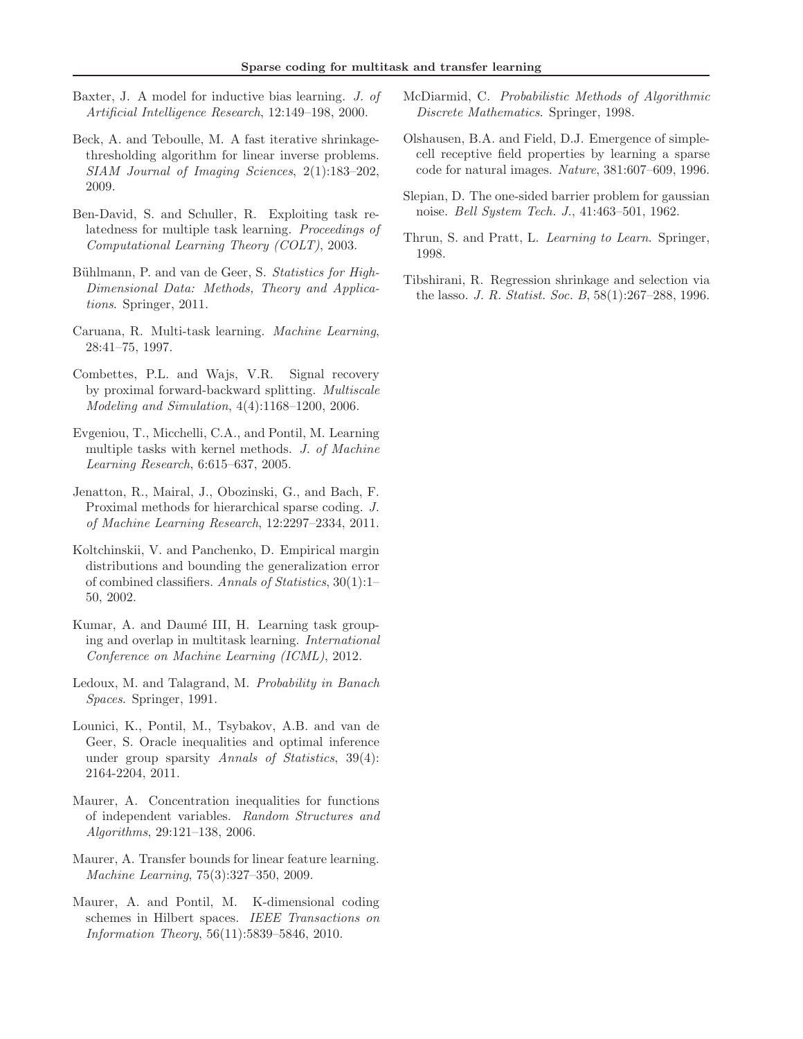Baxter, J. A model for inductive bias learning. *J. of Artificial Intelligence Research*, 12:149–198, 2000.

Beck, A. and Teboulle, M. A fast iterative shrinkage-thresholding algorithm for linear inverse problems. *SIAM Journal of Imaging Sciences*, 2(1):183–202, 2009.

Ben-David, S. and Schuller, R. Exploiting task relatedness for multiple task learning. *Proceedings of Computational Learning Theory (COLT)*, 2003.

Bühlmann, P. and van de Geer, S. *Statistics for High-Dimensional Data: Methods, Theory and Applications*. Springer, 2011.

Caruana, R. Multi-task learning. *Machine Learning*, 28:41–75, 1997.

Combettes, P.L. and Wajs, V.R. Signal recovery by proximal forward-backward splitting. *Multiscale Modeling and Simulation*, 4(4):1168–1200, 2006.

Evgeniou, T., Micchelli, C.A., and Pontil, M. Learning multiple tasks with kernel methods. *J. of Machine Learning Research*, 6:615–637, 2005.

Jenatton, R., Mairal, J., Obozinski, G., and Bach, F. Proximal methods for hierarchical sparse coding. *J. of Machine Learning Research*, 12:2297–2334, 2011.

Koltchinskii, V. and Panchenko, D. Empirical margin distributions and bounding the generalization error of combined classifiers. *Annals of Statistics*, 30(1):1–50, 2002.

Kumar, A. and Daumé III, H. Learning task grouping and overlap in multitask learning. *International Conference on Machine Learning (ICML)*, 2012.

Ledoux, M. and Talagrand, M. *Probability in Banach Spaces*. Springer, 1991.

Lounici, K., Pontil, M., Tsybakov, A.B. and van de Geer, S. Oracle inequalities and optimal inference under group sparsity *Annals of Statistics*, 39(4): 2164-2204, 2011.

Maurer, A. Concentration inequalities for functions of independent variables. *Random Structures and Algorithms*, 29:121–138, 2006.

Maurer, A. Transfer bounds for linear feature learning. *Machine Learning*, 75(3):327–350, 2009.

Maurer, A. and Pontil, M. K-dimensional coding schemes in Hilbert spaces. *IEEE Transactions on Information Theory*, 56(11):5839–5846, 2010.

McDiarmid, C. *Probabilistic Methods of Algorithmic Discrete Mathematics*. Springer, 1998.

Olshausen, B.A. and Field, D.J. Emergence of simple-cell receptive field properties by learning a sparse code for natural images. *Nature*, 381:607–609, 1996.

Slepian, D. The one-sided barrier problem for gaussian noise. *Bell System Tech. J.*, 41:463–501, 1962.

Thrun, S. and Pratt, L. *Learning to Learn*. Springer, 1998.

Tibshirani, R. Regression shrinkage and selection via the lasso. *J. R. Statist. Soc. B*, 58(1):267–288, 1996.